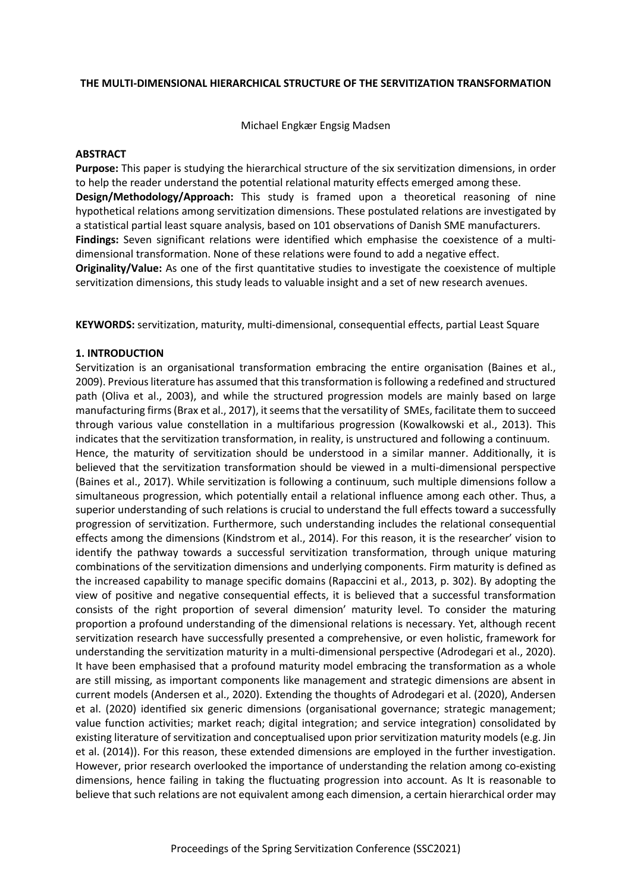# THE MULTI-DIMENSIONAL HIERARCHICAL STRUCTURE OF THE SERVITIZATION TRANSFORMATION

Michael Engkær Engsig Madsen

## ABSTRACT

**Purpose:** This paper is studying the hierarchical structure of the six servitization dimensions, in order to help the reader understand the potential relational maturity effects emerged among these.

**Design/Methodology/Approach:** This study is framed upon a theoretical reasoning of nine hypothetical relations among servitization dimensions. These postulated relations are investigated by a statistical partial least square analysis, based on 101 observations of Danish SME manufacturers.

**Findings:** Seven significant relations were identified which emphasise the coexistence of a multi-dimensional transformation. None of these relations were found to add a negative effect.

**Originality/Value:** As one of the first quantitative studies to investigate the coexistence of multiple servitization dimensions, this study leads to valuable insight and a set of new research avenues.

**KEYWORDS:** servitization, maturity, multi-dimensional, consequential effects, partial Least Square

## 1. INTRODUCTION

Servitization is an organisational transformation embracing the entire organisation (Baines et al., 2009). Previous literature has assumed that this transformation is following a redefined and structured path (Oliva et al., 2003), and while the structured progression models are mainly based on large manufacturing firms (Brax et al., 2017), it seems that the versatility of SMEs, facilitate them to succeed through various value constellation in a multifarious progression (Kowalkowski et al., 2013). This indicates that the servitization transformation, in reality, is unstructured and following a continuum. Hence, the maturity of servitization should be understood in a similar manner. Additionally, it is believed that the servitization transformation should be viewed in a multi-dimensional perspective (Baines et al., 2017). While servitization is following a continuum, such multiple dimensions follow a simultaneous progression, which potentially entail a relational influence among each other. Thus, a superior understanding of such relations is crucial to understand the full effects toward a successfully progression of servitization. Furthermore, such understanding includes the relational consequential effects among the dimensions (Kindstrom et al., 2014). For this reason, it is the researcher' vision to identify the pathway towards a successful servitization transformation, through unique maturing combinations of the servitization dimensions and underlying components. Firm maturity is defined as the increased capability to manage specific domains (Rapaccini et al., 2013, p. 302). By adopting the view of positive and negative consequential effects, it is believed that a successful transformation consists of the right proportion of several dimension' maturity level. To consider the maturing proportion a profound understanding of the dimensional relations is necessary. Yet, although recent servitization research have successfully presented a comprehensive, or even holistic, framework for understanding the servitization maturity in a multi-dimensional perspective (Adrodegari et al., 2020). It have been emphasised that a profound maturity model embracing the transformation as a whole are still missing, as important components like management and strategic dimensions are absent in current models (Andersen et al., 2020). Extending the thoughts of Adrodegari et al. (2020), Andersen et al. (2020) identified six generic dimensions (organisational governance; strategic management; value function activities; market reach; digital integration; and service integration) consolidated by existing literature of servitization and conceptualised upon prior servitization maturity models (e.g. Jin et al. (2014)). For this reason, these extended dimensions are employed in the further investigation. However, prior research overlooked the importance of understanding the relation among co-existing dimensions, hence failing in taking the fluctuating progression into account. As It is reasonable to believe that such relations are not equivalent among each dimension, a certain hierarchical order may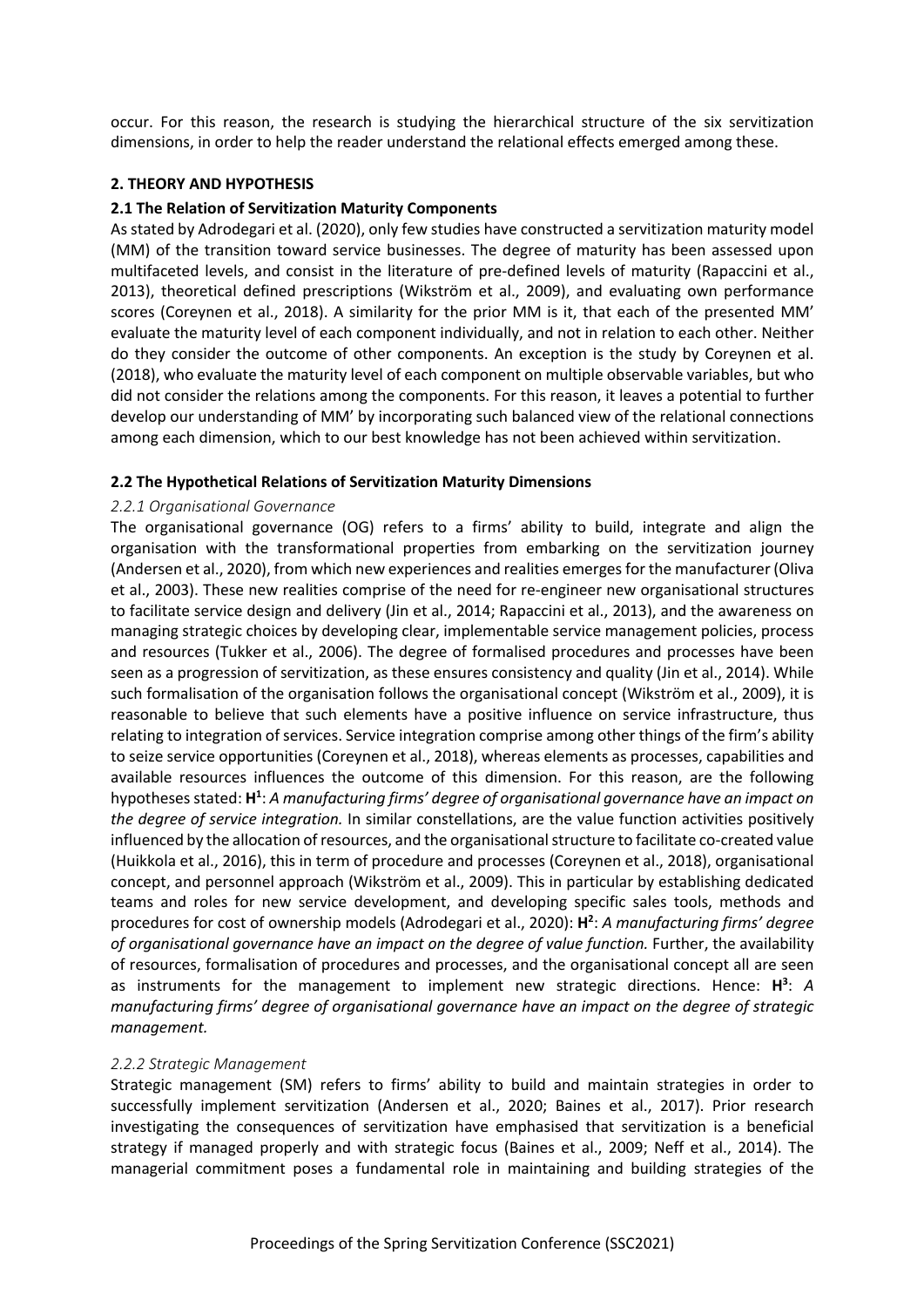occur. For this reason, the research is studying the hierarchical structure of the six servitization dimensions, in order to help the reader understand the relational effects emerged among these.

## 2. THEORY AND HYPOTHESIS

### 2.1 The Relation of Servitization Maturity Components

As stated by Adrodegari et al. (2020), only few studies have constructed a servitization maturity model (MM) of the transition toward service businesses. The degree of maturity has been assessed upon multifaceted levels, and consist in the literature of pre-defined levels of maturity (Rapaccini et al., 2013), theoretical defined prescriptions (Wikström et al., 2009), and evaluating own performance scores (Coreynen et al., 2018). A similarity for the prior MM is it, that each of the presented MM' evaluate the maturity level of each component individually, and not in relation to each other. Neither do they consider the outcome of other components. An exception is the study by Coreynen et al. (2018), who evaluate the maturity level of each component on multiple observable variables, but who did not consider the relations among the components. For this reason, it leaves a potential to further develop our understanding of MM' by incorporating such balanced view of the relational connections among each dimension, which to our best knowledge has not been achieved within servitization.

### 2.2 The Hypothetical Relations of Servitization Maturity Dimensions

#### *2.2.1 Organisational Governance*

The organisational governance (OG) refers to a firms' ability to build, integrate and align the organisation with the transformational properties from embarking on the servitization journey (Andersen et al., 2020), from which new experiences and realities emerges for the manufacturer (Oliva et al., 2003). These new realities comprise of the need for re-engineer new organisational structures to facilitate service design and delivery (Jin et al., 2014; Rapaccini et al., 2013), and the awareness on managing strategic choices by developing clear, implementable service management policies, process and resources (Tukker et al., 2006). The degree of formalised procedures and processes have been seen as a progression of servitization, as these ensures consistency and quality (Jin et al., 2014). While such formalisation of the organisation follows the organisational concept (Wikström et al., 2009), it is reasonable to believe that such elements have a positive influence on service infrastructure, thus relating to integration of services. Service integration comprise among other things of the firm's ability to seize service opportunities (Coreynen et al., 2018), whereas elements as processes, capabilities and available resources influences the outcome of this dimension. For this reason, are the following hypotheses stated: **H[1]**: *A manufacturing firms' degree of organisational governance have an impact on the degree of service integration.* In similar constellations, are the value function activities positively influenced by the allocation of resources, and the organisational structure to facilitate co-created value (Huikkola et al., 2016), this in term of procedure and processes (Coreynen et al., 2018), organisational concept, and personnel approach (Wikström et al., 2009). This in particular by establishing dedicated teams and roles for new service development, and developing specific sales tools, methods and procedures for cost of ownership models (Adrodegari et al., 2020): **H[2]**: *A manufacturing firms' degree of organisational governance have an impact on the degree of value function.* Further, the availability of resources, formalisation of procedures and processes, and the organisational concept all are seen as instruments for the management to implement new strategic directions. Hence: **H[3]**: *A manufacturing firms' degree of organisational governance have an impact on the degree of strategic management.*

#### *2.2.2 Strategic Management*

Strategic management (SM) refers to firms' ability to build and maintain strategies in order to successfully implement servitization (Andersen et al., 2020; Baines et al., 2017). Prior research investigating the consequences of servitization have emphasised that servitization is a beneficial strategy if managed properly and with strategic focus (Baines et al., 2009; Neff et al., 2014). The managerial commitment poses a fundamental role in maintaining and building strategies of the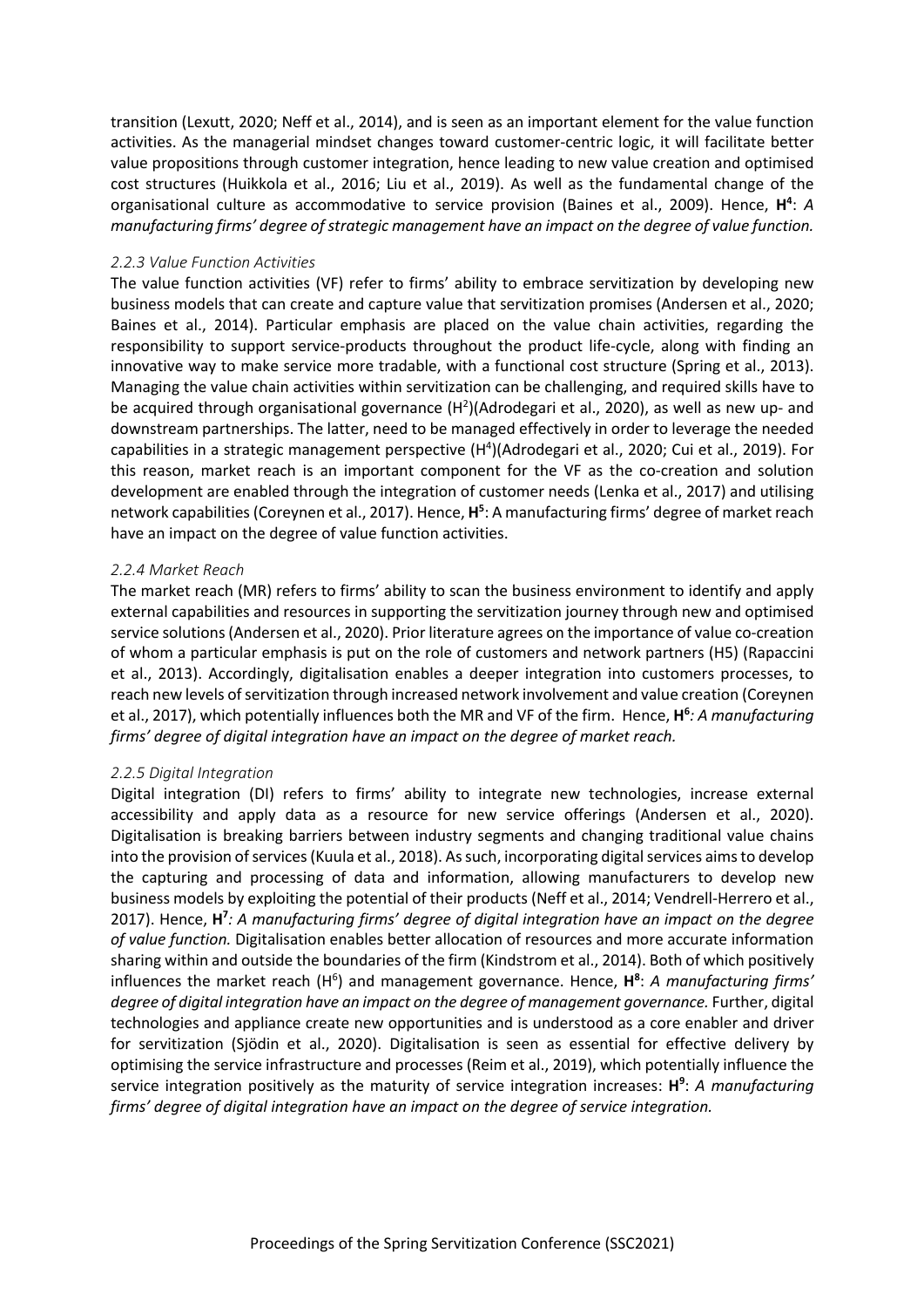transition (Lexutt, 2020; Neff et al., 2014), and is seen as an important element for the value function activities. As the managerial mindset changes toward customer-centric logic, it will facilitate better value propositions through customer integration, hence leading to new value creation and optimised cost structures (Huikkola et al., 2016; Liu et al., 2019). As well as the fundamental change of the organisational culture as accommodative to service provision (Baines et al., 2009). Hence, **H[4]**: *A manufacturing firms' degree of strategic management have an impact on the degree of value function.*

### 2.2.3 Value Function Activities

The value function activities (VF) refer to firms' ability to embrace servitization by developing new business models that can create and capture value that servitization promises (Andersen et al., 2020; Baines et al., 2014). Particular emphasis are placed on the value chain activities, regarding the responsibility to support service-products throughout the product life-cycle, along with finding an innovative way to make service more tradable, with a functional cost structure (Spring et al., 2013). Managing the value chain activities within servitization can be challenging, and required skills have to be acquired through organisational governance (H[2])(Adrodegari et al., 2020), as well as new up- and downstream partnerships. The latter, need to be managed effectively in order to leverage the needed capabilities in a strategic management perspective (H[4])(Adrodegari et al., 2020; Cui et al., 2019). For this reason, market reach is an important component for the VF as the co-creation and solution development are enabled through the integration of customer needs (Lenka et al., 2017) and utilising network capabilities (Coreynen et al., 2017). Hence, **H[5]**: A manufacturing firms' degree of market reach have an impact on the degree of value function activities.

### 2.2.4 Market Reach

The market reach (MR) refers to firms' ability to scan the business environment to identify and apply external capabilities and resources in supporting the servitization journey through new and optimised service solutions (Andersen et al., 2020). Prior literature agrees on the importance of value co-creation of whom a particular emphasis is put on the role of customers and network partners (H5) (Rapaccini et al., 2013). Accordingly, digitalisation enables a deeper integration into customers processes, to reach new levels of servitization through increased network involvement and value creation (Coreynen et al., 2017), which potentially influences both the MR and VF of the firm. Hence, **H[6]***: A manufacturing firms' degree of digital integration have an impact on the degree of market reach.*

### 2.2.5 Digital Integration

Digital integration (DI) refers to firms' ability to integrate new technologies, increase external accessibility and apply data as a resource for new service offerings (Andersen et al., 2020). Digitalisation is breaking barriers between industry segments and changing traditional value chains into the provision of services (Kuula et al., 2018). As such, incorporating digital services aims to develop the capturing and processing of data and information, allowing manufacturers to develop new business models by exploiting the potential of their products (Neff et al., 2014; Vendrell-Herrero et al., 2017). Hence, **H[7]***: A manufacturing firms' degree of digital integration have an impact on the degree of value function.* Digitalisation enables better allocation of resources and more accurate information sharing within and outside the boundaries of the firm (Kindstrom et al., 2014). Both of which positively influences the market reach (H[6]) and management governance. Hence, **H[8]**: *A manufacturing firms' degree of digital integration have an impact on the degree of management governance.* Further, digital technologies and appliance create new opportunities and is understood as a core enabler and driver for servitization (Sjödin et al., 2020). Digitalisation is seen as essential for effective delivery by optimising the service infrastructure and processes (Reim et al., 2019), which potentially influence the service integration positively as the maturity of service integration increases: **H[9]**: *A manufacturing firms' degree of digital integration have an impact on the degree of service integration.*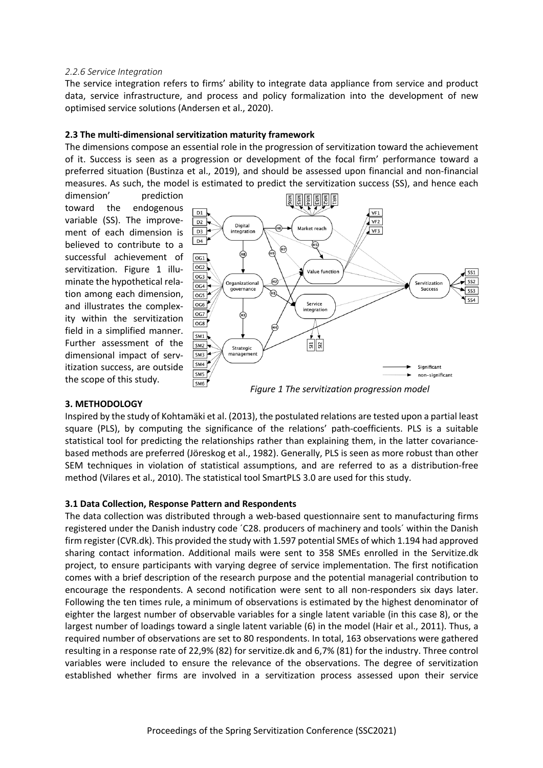*2.2.6 Service Integration*

The service integration refers to firms' ability to integrate data appliance from service and product data, service infrastructure, and process and policy formalization into the development of new optimised service solutions (Andersen et al., 2020).

**2.3 The multi-dimensional servitization maturity framework**

The dimensions compose an essential role in the progression of servitization toward the achievement of it. Success is seen as a progression or development of the focal firm' performance toward a preferred situation (Bustinza et al., 2019), and should be assessed upon financial and non-financial measures. As such, the model is estimated to predict the servitization success (SS), and hence each dimension' prediction toward the endogenous variable (SS). The improvement of each dimension is believed to contribute to a successful achievement of servitization. Figure 1 illuminate the hypothetical relation among each dimension, and illustrates the complexity within the servitization field in a simplified manner. Further assessment of the dimensional impact of servitization success, are outside the scope of this study.

*Figure 1 The servitization progression model*

**3. METHODOLOGY**

Inspired by the study of Kohtamäki et al. (2013), the postulated relations are tested upon a partial least square (PLS), by computing the significance of the relations' path-coefficients. PLS is a suitable statistical tool for predicting the relationships rather than explaining them, in the latter covariance-based methods are preferred (Jöreskog et al., 1982). Generally, PLS is seen as more robust than other SEM techniques in violation of statistical assumptions, and are referred to as a distribution-free method (Vilares et al., 2010). The statistical tool SmartPLS 3.0 are used for this study.

**3.1 Data Collection, Response Pattern and Respondents**

The data collection was distributed through a web-based questionnaire sent to manufacturing firms registered under the Danish industry code ´C28. producers of machinery and tools´ within the Danish firm register (CVR.dk). This provided the study with 1.597 potential SMEs of which 1.194 had approved sharing contact information. Additional mails were sent to 358 SMEs enrolled in the Servitize.dk project, to ensure participants with varying degree of service implementation. The first notification comes with a brief description of the research purpose and the potential managerial contribution to encourage the respondents. A second notification were sent to all non-responders six days later. Following the ten times rule, a minimum of observations is estimated by the highest denominator of eighter the largest number of observable variables for a single latent variable (in this case 8), or the largest number of loadings toward a single latent variable (6) in the model (Hair et al., 2011). Thus, a required number of observations are set to 80 respondents. In total, 163 observations were gathered resulting in a response rate of 22,9% (82) for servitize.dk and 6,7% (81) for the industry. Three control variables were included to ensure the relevance of the observations. The degree of servitization established whether firms are involved in a servitization process assessed upon their service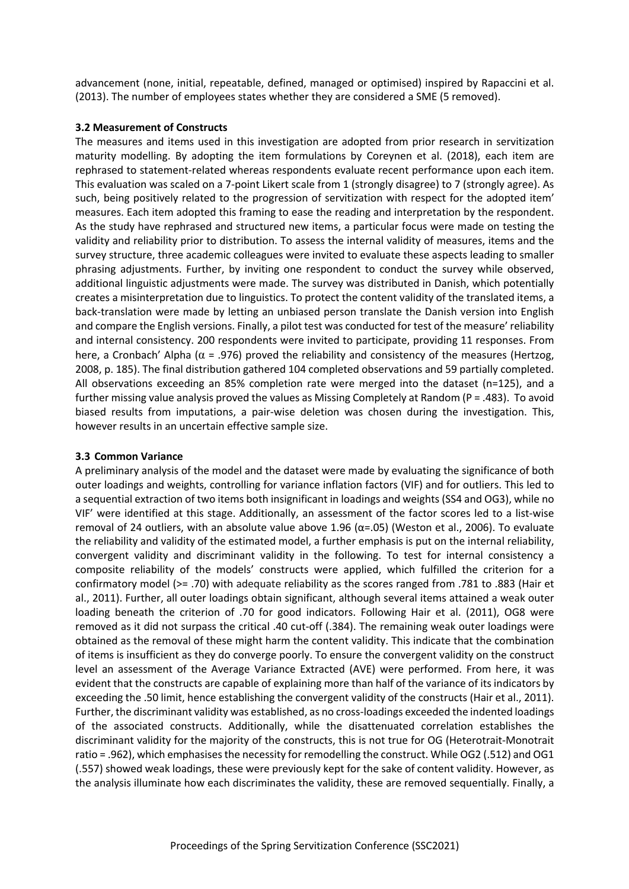advancement (none, initial, repeatable, defined, managed or optimised) inspired by Rapaccini et al. (2013). The number of employees states whether they are considered a SME (5 removed).

### 3.2 Measurement of Constructs

The measures and items used in this investigation are adopted from prior research in servitization maturity modelling. By adopting the item formulations by Coreynen et al. (2018), each item are rephrased to statement-related whereas respondents evaluate recent performance upon each item. This evaluation was scaled on a 7-point Likert scale from 1 (strongly disagree) to 7 (strongly agree). As such, being positively related to the progression of servitization with respect for the adopted item' measures. Each item adopted this framing to ease the reading and interpretation by the respondent. As the study have rephrased and structured new items, a particular focus were made on testing the validity and reliability prior to distribution. To assess the internal validity of measures, items and the survey structure, three academic colleagues were invited to evaluate these aspects leading to smaller phrasing adjustments. Further, by inviting one respondent to conduct the survey while observed, additional linguistic adjustments were made. The survey was distributed in Danish, which potentially creates a misinterpretation due to linguistics. To protect the content validity of the translated items, a back-translation were made by letting an unbiased person translate the Danish version into English and compare the English versions. Finally, a pilot test was conducted for test of the measure' reliability and internal consistency. 200 respondents were invited to participate, providing 11 responses. From here, a Cronbach' Alpha ($\alpha$ = .976) proved the reliability and consistency of the measures (Hertzog, 2008, p. 185). The final distribution gathered 104 completed observations and 59 partially completed. All observations exceeding an 85% completion rate were merged into the dataset (n=125), and a further missing value analysis proved the values as Missing Completely at Random (P = .483). To avoid biased results from imputations, a pair-wise deletion was chosen during the investigation. This, however results in an uncertain effective sample size.

### 3.3 Common Variance

A preliminary analysis of the model and the dataset were made by evaluating the significance of both outer loadings and weights, controlling for variance inflation factors (VIF) and for outliers. This led to a sequential extraction of two items both insignificant in loadings and weights (SS4 and OG3), while no VIF' were identified at this stage. Additionally, an assessment of the factor scores led to a list-wise removal of 24 outliers, with an absolute value above 1.96 ($\alpha$=.05) (Weston et al., 2006). To evaluate the reliability and validity of the estimated model, a further emphasis is put on the internal reliability, convergent validity and discriminant validity in the following. To test for internal consistency a composite reliability of the models' constructs were applied, which fulfilled the criterion for a confirmatory model (>= .70) with adequate reliability as the scores ranged from .781 to .883 (Hair et al., 2011). Further, all outer loadings obtain significant, although several items attained a weak outer loading beneath the criterion of .70 for good indicators. Following Hair et al. (2011), OG8 were removed as it did not surpass the critical .40 cut-off (.384). The remaining weak outer loadings were obtained as the removal of these might harm the content validity. This indicate that the combination of items is insufficient as they do converge poorly. To ensure the convergent validity on the construct level an assessment of the Average Variance Extracted (AVE) were performed. From here, it was evident that the constructs are capable of explaining more than half of the variance of its indicators by exceeding the .50 limit, hence establishing the convergent validity of the constructs (Hair et al., 2011). Further, the discriminant validity was established, as no cross-loadings exceeded the indented loadings of the associated constructs. Additionally, while the disattenuated correlation establishes the discriminant validity for the majority of the constructs, this is not true for OG (Heterotrait-Monotrait ratio = .962), which emphasises the necessity for remodelling the construct. While OG2 (.512) and OG1 (.557) showed weak loadings, these were previously kept for the sake of content validity. However, as the analysis illuminate how each discriminates the validity, these are removed sequentially. Finally, a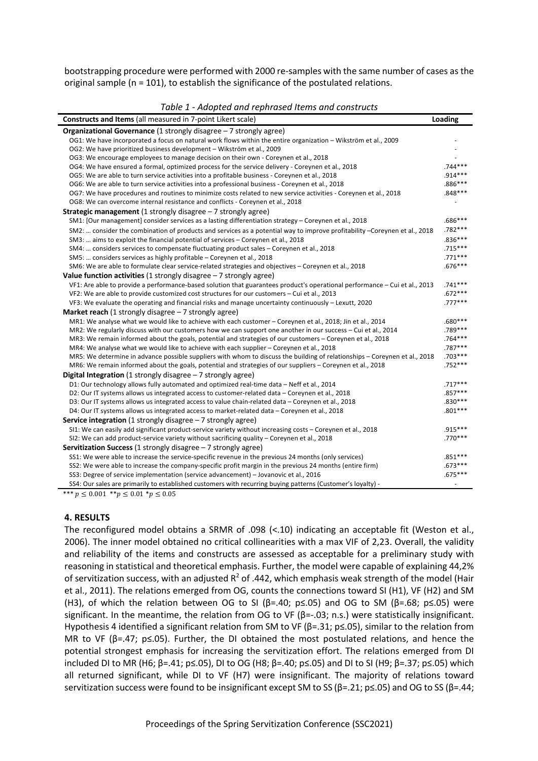bootstrapping procedure were performed with 2000 re-samples with the same number of cases as the original sample (n = 101), to establish the significance of the postulated relations.

*Table 1 - Adopted and rephrased Items and constructs*

| **Constructs and Items** (all measured in 7-point Likert scale) | **Loading** |
|---|---|
| **Organizational Governance** (1 strongly disagree – 7 strongly agree) | |
| OG1: We have incorporated a focus on natural work flows within the entire organization – Wikström et al., 2009 | - |
| OG2: We have prioritized business development – Wikström et al., 2009 | - |
| OG3: We encourage employees to manage decision on their own - Coreynen et al., 2018 | - |
| OG4: We have ensured a formal, optimized process for the service delivery - Coreynen et al., 2018 | .744*** |
| OG5: We are able to turn service activities into a profitable business - Coreynen et al., 2018 | .914*** |
| OG6: We are able to turn service activities into a professional business - Coreynen et al., 2018 | .886*** |
| OG7: We have procedures and routines to minimize costs related to new service activities - Coreynen et al., 2018 | .848*** |
| OG8: We can overcome internal resistance and conflicts - Coreynen et al., 2018 | - |
| **Strategic management** (1 strongly disagree – 7 strongly agree) | |
| SM1: [Our management] consider services as a lasting differentiation strategy – Coreynen et al., 2018 | .686*** |
| SM2: … consider the combination of products and services as a potential way to improve profitability –Coreynen et al., 2018 | .782*** |
| SM3: … aims to exploit the financial potential of services – Coreynen et al., 2018 | .836*** |
| SM4: … considers services to compensate fluctuating product sales – Coreynen et al., 2018 | .715*** |
| SM5: … considers services as highly profitable – Coreynen et al., 2018 | .771*** |
| SM6: We are able to formulate clear service-related strategies and objectives – Coreynen et al., 2018 | .676*** |
| **Value function activities** (1 strongly disagree – 7 strongly agree) | |
| VF1: Are able to provide a performance-based solution that guarantees product's operational performance – Cui et al., 2013 | .741*** |
| VF2: We are able to provide customized cost structures for our customers – Cui et al., 2013 | .672*** |
| VF3: We evaluate the operating and financial risks and manage uncertainty continuously – Lexutt, 2020 | .777*** |
| **Market reach** (1 strongly disagree – 7 strongly agree) | |
| MR1: We analyse what we would like to achieve with each customer – Coreynen et al., 2018; Jin et al., 2014 | .680*** |
| MR2: We regularly discuss with our customers how we can support one another in our success – Cui et al., 2014 | .789*** |
| MR3: We remain informed about the goals, potential and strategies of our customers – Coreynen et al., 2018 | .764*** |
| MR4: We analyse what we would like to achieve with each supplier – Coreynen et al., 2018 | .787*** |
| MR5: We determine in advance possible suppliers with whom to discuss the building of relationships – Coreynen et al., 2018 | .703*** |
| MR6: We remain informed about the goals, potential and strategies of our suppliers – Coreynen et al., 2018 | .752*** |
| **Digital Integration** (1 strongly disagree – 7 strongly agree) | |
| D1: Our technology allows fully automated and optimized real-time data – Neff et al., 2014 | .717*** |
| D2: Our IT systems allows us integrated access to customer-related data – Coreynen et al., 2018 | .857*** |
| D3: Our IT systems allows us integrated access to value chain-related data – Coreynen et al., 2018 | .830*** |
| D4: Our IT systems allows us integrated access to market-related data – Coreynen et al., 2018 | .801*** |
| **Service integration** (1 strongly disagree – 7 strongly agree) | |
| SI1: We can easily add significant product-service variety without increasing costs – Coreynen et al., 2018 | .915*** |
| SI2: We can add product-service variety without sacrificing quality – Coreynen et al., 2018 | .770*** |
| **Servitization Success** (1 strongly disagree – 7 strongly agree) | |
| SS1: We were able to increase the service-specific revenue in the previous 24 months (only services) | .851*** |
| SS2: We were able to increase the company-specific profit margin in the previous 24 months (entire firm) | .673*** |
| SS3: Degree of service implementation (service advancement) – Jovanovic et al., 2016 | .675*** |
| SS4: Our sales are primarily to established customers with recurring buying patterns (Customer's loyalty) - | - |

*** $p \leq 0.001$ ** $p \leq 0.01$ * $p \leq 0.05$

## 4. RESULTS

The reconfigured model obtains a SRMR of .098 (<.10) indicating an acceptable fit (Weston et al., 2006). The inner model obtained no critical collinearities with a max VIF of 2,23. Overall, the validity and reliability of the items and constructs are assessed as acceptable for a preliminary study with reasoning in statistical and theoretical emphasis. Further, the model were capable of explaining 44,2% of servitization success, with an adjusted $R^2$ of .442, which emphasis weak strength of the model (Hair et al., 2011). The relations emerged from OG, counts the connections toward SI (H1), VF (H2) and SM (H3), of which the relation between OG to SI (β=.40; p≤.05) and OG to SM (β=.68; p≤.05) were significant. In the meantime, the relation from OG to VF (β=-.03; n.s.) were statistically insignificant. Hypothesis 4 identified a significant relation from SM to VF (β=.31; p≤.05), similar to the relation from MR to VF (β=.47; p≤.05). Further, the DI obtained the most postulated relations, and hence the potential strongest emphasis for increasing the servitization effort. The relations emerged from DI included DI to MR (H6; β=.41; p≤.05), DI to OG (H8; β=.40; p≤.05) and DI to SI (H9; β=.37; p≤.05) which all returned significant, while DI to VF (H7) were insignificant. The majority of relations toward servitization success were found to be insignificant except SM to SS (β=.21; p≤.05) and OG to SS (β=.44;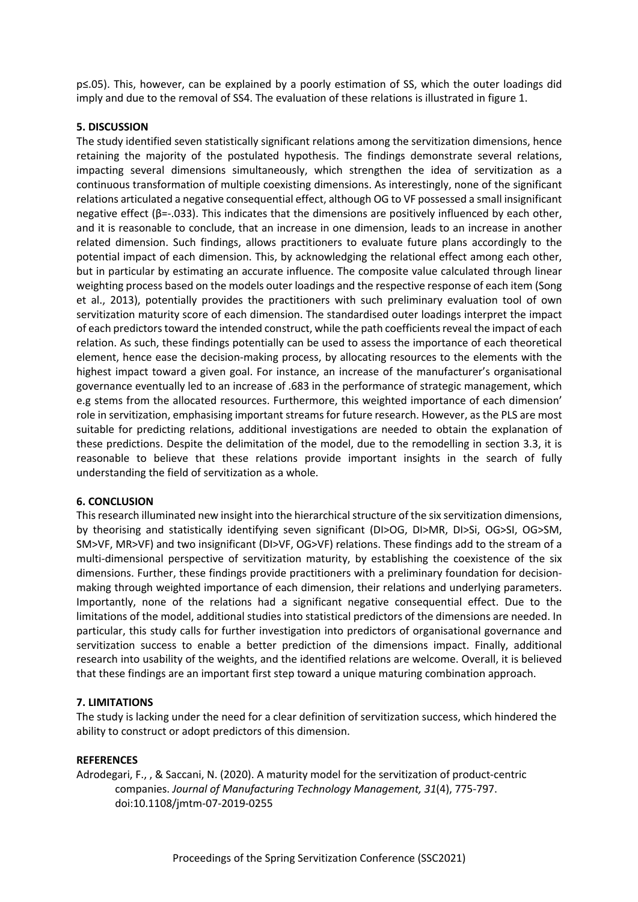p≤.05). This, however, can be explained by a poorly estimation of SS, which the outer loadings did imply and due to the removal of SS4. The evaluation of these relations is illustrated in figure 1.

## 5. DISCUSSION

The study identified seven statistically significant relations among the servitization dimensions, hence retaining the majority of the postulated hypothesis. The findings demonstrate several relations, impacting several dimensions simultaneously, which strengthen the idea of servitization as a continuous transformation of multiple coexisting dimensions. As interestingly, none of the significant relations articulated a negative consequential effect, although OG to VF possessed a small insignificant negative effect ($\beta$=-.033). This indicates that the dimensions are positively influenced by each other, and it is reasonable to conclude, that an increase in one dimension, leads to an increase in another related dimension. Such findings, allows practitioners to evaluate future plans accordingly to the potential impact of each dimension. This, by acknowledging the relational effect among each other, but in particular by estimating an accurate influence. The composite value calculated through linear weighting process based on the models outer loadings and the respective response of each item (Song et al., 2013), potentially provides the practitioners with such preliminary evaluation tool of own servitization maturity score of each dimension. The standardised outer loadings interpret the impact of each predictors toward the intended construct, while the path coefficients reveal the impact of each relation. As such, these findings potentially can be used to assess the importance of each theoretical element, hence ease the decision-making process, by allocating resources to the elements with the highest impact toward a given goal. For instance, an increase of the manufacturer's organisational governance eventually led to an increase of .683 in the performance of strategic management, which e.g stems from the allocated resources. Furthermore, this weighted importance of each dimension' role in servitization, emphasising important streams for future research. However, as the PLS are most suitable for predicting relations, additional investigations are needed to obtain the explanation of these predictions. Despite the delimitation of the model, due to the remodelling in section 3.3, it is reasonable to believe that these relations provide important insights in the search of fully understanding the field of servitization as a whole.

## 6. CONCLUSION

This research illuminated new insight into the hierarchical structure of the six servitization dimensions, by theorising and statistically identifying seven significant (DI>OG, DI>MR, DI>Si, OG>SI, OG>SM, SM>VF, MR>VF) and two insignificant (DI>VF, OG>VF) relations. These findings add to the stream of a multi-dimensional perspective of servitization maturity, by establishing the coexistence of the six dimensions. Further, these findings provide practitioners with a preliminary foundation for decision-making through weighted importance of each dimension, their relations and underlying parameters. Importantly, none of the relations had a significant negative consequential effect. Due to the limitations of the model, additional studies into statistical predictors of the dimensions are needed. In particular, this study calls for further investigation into predictors of organisational governance and servitization success to enable a better prediction of the dimensions impact. Finally, additional research into usability of the weights, and the identified relations are welcome. Overall, it is believed that these findings are an important first step toward a unique maturing combination approach.

## 7. LIMITATIONS

The study is lacking under the need for a clear definition of servitization success, which hindered the ability to construct or adopt predictors of this dimension.

## REFERENCES

Adrodegari, F., , & Saccani, N. (2020). A maturity model for the servitization of product-centric companies. *Journal of Manufacturing Technology Management, 31*(4), 775-797. doi:10.1108/jmtm-07-2019-0255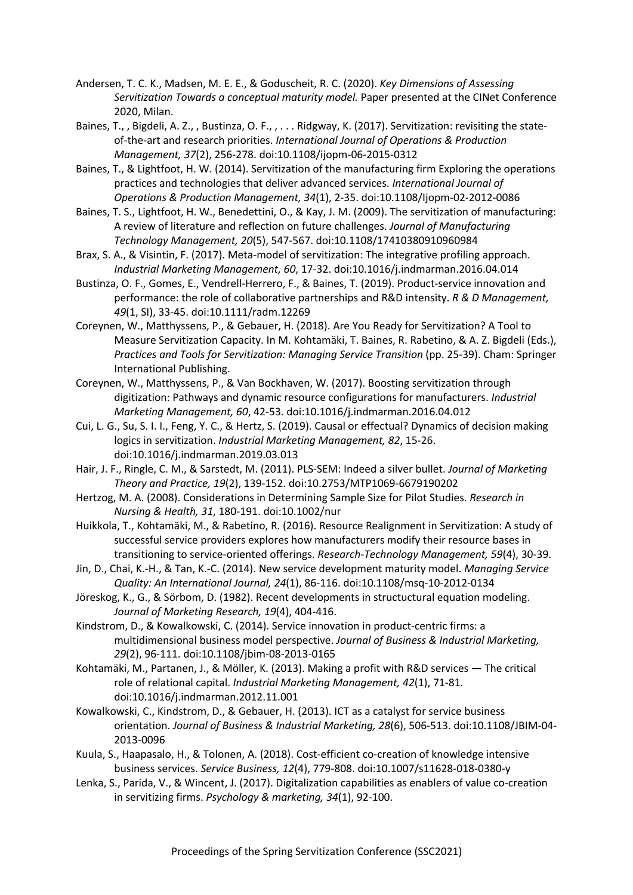Andersen, T. C. K., Madsen, M. E. E., & Goduscheit, R. C. (2020). *Key Dimensions of Assessing Servitization Towards a conceptual maturity model.* Paper presented at the CINet Conference 2020, Milan.

Baines, T., , Bigdeli, A. Z., , Bustinza, O. F., , . . . Ridgway, K. (2017). Servitization: revisiting the state-of-the-art and research priorities. *International Journal of Operations & Production Management, 37*(2), 256-278. doi:10.1108/ijopm-06-2015-0312

Baines, T., & Lightfoot, H. W. (2014). Servitization of the manufacturing firm Exploring the operations practices and technologies that deliver advanced services. *International Journal of Operations & Production Management, 34*(1), 2-35. doi:10.1108/Ijopm-02-2012-0086

Baines, T. S., Lightfoot, H. W., Benedettini, O., & Kay, J. M. (2009). The servitization of manufacturing: A review of literature and reflection on future challenges. *Journal of Manufacturing Technology Management, 20*(5), 547-567. doi:10.1108/17410380910960984

Brax, S. A., & Visintin, F. (2017). Meta-model of servitization: The integrative profiling approach. *Industrial Marketing Management, 60*, 17-32. doi:10.1016/j.indmarman.2016.04.014

Bustinza, O. F., Gomes, E., Vendrell-Herrero, F., & Baines, T. (2019). Product-service innovation and performance: the role of collaborative partnerships and R&D intensity. *R & D Management, 49*(1, SI), 33-45. doi:10.1111/radm.12269

Coreynen, W., Matthyssens, P., & Gebauer, H. (2018). Are You Ready for Servitization? A Tool to Measure Servitization Capacity. In M. Kohtamäki, T. Baines, R. Rabetino, & A. Z. Bigdeli (Eds.), *Practices and Tools for Servitization: Managing Service Transition* (pp. 25-39). Cham: Springer International Publishing.

Coreynen, W., Matthyssens, P., & Van Bockhaven, W. (2017). Boosting servitization through digitization: Pathways and dynamic resource configurations for manufacturers. *Industrial Marketing Management, 60*, 42-53. doi:10.1016/j.indmarman.2016.04.012

Cui, L. G., Su, S. I. I., Feng, Y. C., & Hertz, S. (2019). Causal or effectual? Dynamics of decision making logics in servitization. *Industrial Marketing Management, 82*, 15-26. doi:10.1016/j.indmarman.2019.03.013

Hair, J. F., Ringle, C. M., & Sarstedt, M. (2011). PLS-SEM: Indeed a silver bullet. *Journal of Marketing Theory and Practice, 19*(2), 139-152. doi:10.2753/MTP1069-6679190202

Hertzog, M. A. (2008). Considerations in Determining Sample Size for Pilot Studies. *Research in Nursing & Health, 31*, 180-191. doi:10.1002/nur

Huikkola, T., Kohtamäki, M., & Rabetino, R. (2016). Resource Realignment in Servitization: A study of successful service providers explores how manufacturers modify their resource bases in transitioning to service-oriented offerings. *Research-Technology Management, 59*(4), 30-39.

Jin, D., Chai, K.-H., & Tan, K.-C. (2014). New service development maturity model. *Managing Service Quality: An International Journal, 24*(1), 86-116. doi:10.1108/msq-10-2012-0134

Jöreskog, K., G., & Sörbom, D. (1982). Recent developments in structural equation modeling. *Journal of Marketing Research, 19*(4), 404-416.

Kindstrom, D., & Kowalkowski, C. (2014). Service innovation in product-centric firms: a multidimensional business model perspective. *Journal of Business & Industrial Marketing, 29*(2), 96-111. doi:10.1108/jbim-08-2013-0165

Kohtamäki, M., Partanen, J., & Möller, K. (2013). Making a profit with R&D services — The critical role of relational capital. *Industrial Marketing Management, 42*(1), 71-81. doi:10.1016/j.indmarman.2012.11.001

Kowalkowski, C., Kindstrom, D., & Gebauer, H. (2013). ICT as a catalyst for service business orientation. *Journal of Business & Industrial Marketing, 28*(6), 506-513. doi:10.1108/JBIM-04-2013-0096

Kuula, S., Haapasalo, H., & Tolonen, A. (2018). Cost-efficient co-creation of knowledge intensive business services. *Service Business, 12*(4), 779-808. doi:10.1007/s11628-018-0380-y

Lenka, S., Parida, V., & Wincent, J. (2017). Digitalization capabilities as enablers of value co-creation in servitizing firms. *Psychology & marketing, 34*(1), 92-100.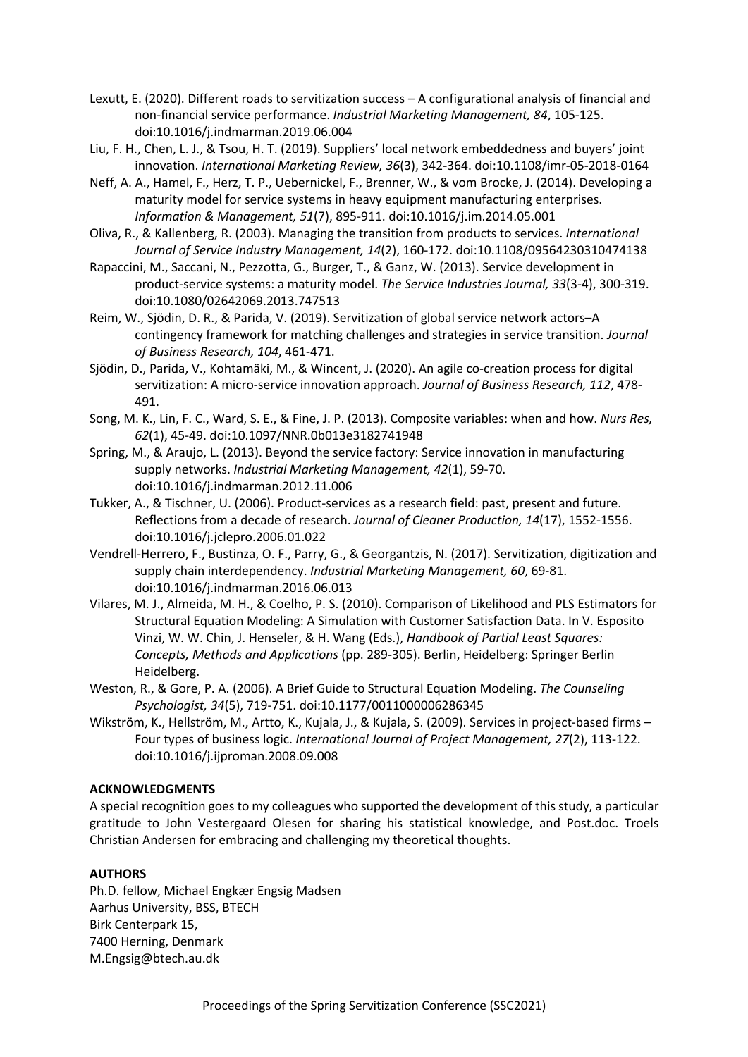Lexutt, E. (2020). Different roads to servitization success – A configurational analysis of financial and non-financial service performance. *Industrial Marketing Management, 84*, 105-125. doi:10.1016/j.indmarman.2019.06.004

Liu, F. H., Chen, L. J., & Tsou, H. T. (2019). Suppliers' local network embeddedness and buyers' joint innovation. *International Marketing Review, 36*(3), 342-364. doi:10.1108/imr-05-2018-0164

Neff, A. A., Hamel, F., Herz, T. P., Uebernickel, F., Brenner, W., & vom Brocke, J. (2014). Developing a maturity model for service systems in heavy equipment manufacturing enterprises. *Information & Management, 51*(7), 895-911. doi:10.1016/j.im.2014.05.001

Oliva, R., & Kallenberg, R. (2003). Managing the transition from products to services. *International Journal of Service Industry Management, 14*(2), 160-172. doi:10.1108/09564230310474138

Rapaccini, M., Saccani, N., Pezzotta, G., Burger, T., & Ganz, W. (2013). Service development in product-service systems: a maturity model. *The Service Industries Journal, 33*(3-4), 300-319. doi:10.1080/02642069.2013.747513

Reim, W., Sjödin, D. R., & Parida, V. (2019). Servitization of global service network actors–A contingency framework for matching challenges and strategies in service transition. *Journal of Business Research, 104*, 461-471.

Sjödin, D., Parida, V., Kohtamäki, M., & Wincent, J. (2020). An agile co-creation process for digital servitization: A micro-service innovation approach. *Journal of Business Research, 112*, 478-491.

Song, M. K., Lin, F. C., Ward, S. E., & Fine, J. P. (2013). Composite variables: when and how. *Nurs Res, 62*(1), 45-49. doi:10.1097/NNR.0b013e3182741948

Spring, M., & Araujo, L. (2013). Beyond the service factory: Service innovation in manufacturing supply networks. *Industrial Marketing Management, 42*(1), 59-70. doi:10.1016/j.indmarman.2012.11.006

Tukker, A., & Tischner, U. (2006). Product-services as a research field: past, present and future. Reflections from a decade of research. *Journal of Cleaner Production, 14*(17), 1552-1556. doi:10.1016/j.jclepro.2006.01.022

Vendrell-Herrero, F., Bustinza, O. F., Parry, G., & Georgantzis, N. (2017). Servitization, digitization and supply chain interdependency. *Industrial Marketing Management, 60*, 69-81. doi:10.1016/j.indmarman.2016.06.013

Vilares, M. J., Almeida, M. H., & Coelho, P. S. (2010). Comparison of Likelihood and PLS Estimators for Structural Equation Modeling: A Simulation with Customer Satisfaction Data. In V. Esposito Vinzi, W. W. Chin, J. Henseler, & H. Wang (Eds.), *Handbook of Partial Least Squares: Concepts, Methods and Applications* (pp. 289-305). Berlin, Heidelberg: Springer Berlin Heidelberg.

Weston, R., & Gore, P. A. (2006). A Brief Guide to Structural Equation Modeling. *The Counseling Psychologist, 34*(5), 719-751. doi:10.1177/0011000006286345

Wikström, K., Hellström, M., Artto, K., Kujala, J., & Kujala, S. (2009). Services in project-based firms – Four types of business logic. *International Journal of Project Management, 27*(2), 113-122. doi:10.1016/j.ijproman.2008.09.008

**ACKNOWLEDGMENTS**

A special recognition goes to my colleagues who supported the development of this study, a particular gratitude to John Vestergaard Olesen for sharing his statistical knowledge, and Post.doc. Troels Christian Andersen for embracing and challenging my theoretical thoughts.

**AUTHORS**

Ph.D. fellow, Michael Engkær Engsig Madsen
Aarhus University, BSS, BTECH
Birk Centerpark 15,
7400 Herning, Denmark
M.Engsig@btech.au.dk